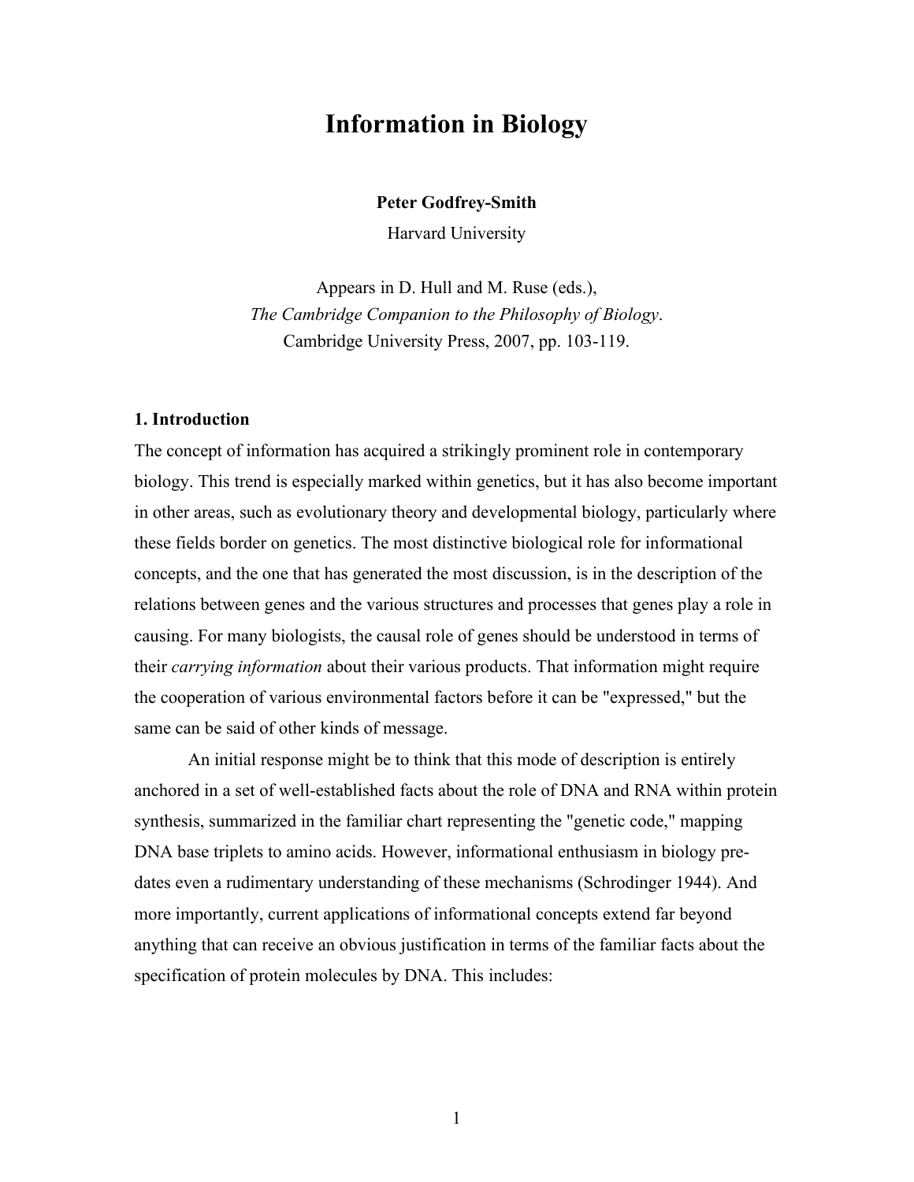# Information in Biology

**Peter Godfrey-Smith**

Harvard University

Appears in D. Hull and M. Ruse (eds.),
*The Cambridge Companion to the Philosophy of Biology*.
Cambridge University Press, 2007, pp. 103-119.

## 1. Introduction

The concept of information has acquired a strikingly prominent role in contemporary biology. This trend is especially marked within genetics, but it has also become important in other areas, such as evolutionary theory and developmental biology, particularly where these fields border on genetics. The most distinctive biological role for informational concepts, and the one that has generated the most discussion, is in the description of the relations between genes and the various structures and processes that genes play a role in causing. For many biologists, the causal role of genes should be understood in terms of their *carrying information* about their various products. That information might require the cooperation of various environmental factors before it can be "expressed," but the same can be said of other kinds of message.

An initial response might be to think that this mode of description is entirely anchored in a set of well-established facts about the role of DNA and RNA within protein synthesis, summarized in the familiar chart representing the "genetic code," mapping DNA base triplets to amino acids. However, informational enthusiasm in biology pre-dates even a rudimentary understanding of these mechanisms (Schrodinger 1944). And more importantly, current applications of informational concepts extend far beyond anything that can receive an obvious justification in terms of the familiar facts about the specification of protein molecules by DNA. This includes: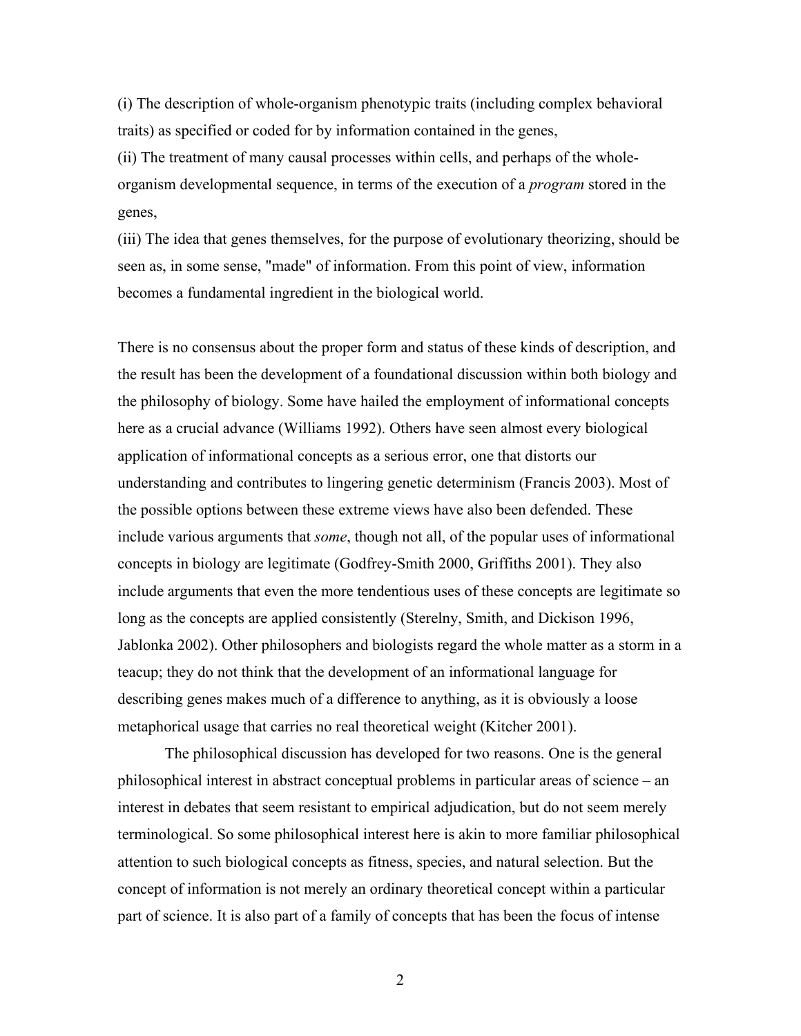(i) The description of whole-organism phenotypic traits (including complex behavioral traits) as specified or coded for by information contained in the genes,

(ii) The treatment of many causal processes within cells, and perhaps of the whole-organism developmental sequence, in terms of the execution of a *program* stored in the genes,

(iii) The idea that genes themselves, for the purpose of evolutionary theorizing, should be seen as, in some sense, "made" of information. From this point of view, information becomes a fundamental ingredient in the biological world.

There is no consensus about the proper form and status of these kinds of description, and the result has been the development of a foundational discussion within both biology and the philosophy of biology. Some have hailed the employment of informational concepts here as a crucial advance (Williams 1992). Others have seen almost every biological application of informational concepts as a serious error, one that distorts our understanding and contributes to lingering genetic determinism (Francis 2003). Most of the possible options between these extreme views have also been defended. These include various arguments that *some*, though not all, of the popular uses of informational concepts in biology are legitimate (Godfrey-Smith 2000, Griffiths 2001). They also include arguments that even the more tendentious uses of these concepts are legitimate so long as the concepts are applied consistently (Sterelny, Smith, and Dickison 1996, Jablonka 2002). Other philosophers and biologists regard the whole matter as a storm in a teacup; they do not think that the development of an informational language for describing genes makes much of a difference to anything, as it is obviously a loose metaphorical usage that carries no real theoretical weight (Kitcher 2001).

The philosophical discussion has developed for two reasons. One is the general philosophical interest in abstract conceptual problems in particular areas of science – an interest in debates that seem resistant to empirical adjudication, but do not seem merely terminological. So some philosophical interest here is akin to more familiar philosophical attention to such biological concepts as fitness, species, and natural selection. But the concept of information is not merely an ordinary theoretical concept within a particular part of science. It is also part of a family of concepts that has been the focus of intense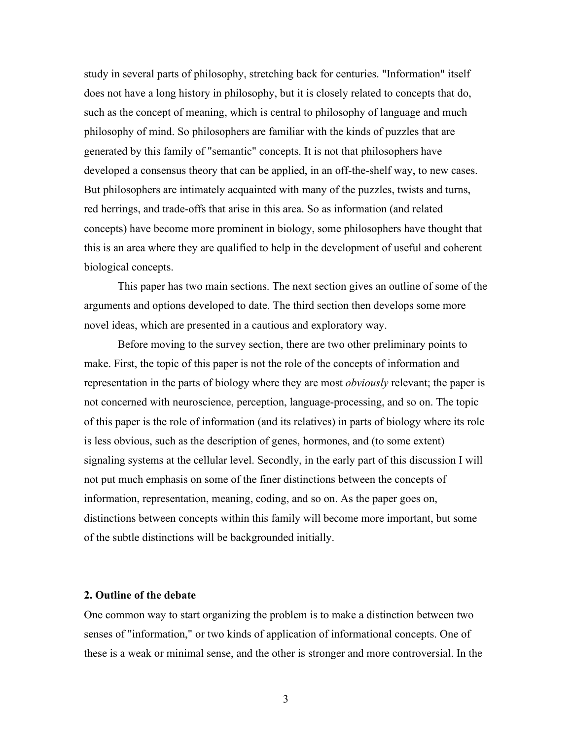study in several parts of philosophy, stretching back for centuries. "Information" itself does not have a long history in philosophy, but it is closely related to concepts that do, such as the concept of meaning, which is central to philosophy of language and much philosophy of mind. So philosophers are familiar with the kinds of puzzles that are generated by this family of "semantic" concepts. It is not that philosophers have developed a consensus theory that can be applied, in an off-the-shelf way, to new cases. But philosophers are intimately acquainted with many of the puzzles, twists and turns, red herrings, and trade-offs that arise in this area. So as information (and related concepts) have become more prominent in biology, some philosophers have thought that this is an area where they are qualified to help in the development of useful and coherent biological concepts.

This paper has two main sections. The next section gives an outline of some of the arguments and options developed to date. The third section then develops some more novel ideas, which are presented in a cautious and exploratory way.

Before moving to the survey section, there are two other preliminary points to make. First, the topic of this paper is not the role of the concepts of information and representation in the parts of biology where they are most *obviously* relevant; the paper is not concerned with neuroscience, perception, language-processing, and so on. The topic of this paper is the role of information (and its relatives) in parts of biology where its role is less obvious, such as the description of genes, hormones, and (to some extent) signaling systems at the cellular level. Secondly, in the early part of this discussion I will not put much emphasis on some of the finer distinctions between the concepts of information, representation, meaning, coding, and so on. As the paper goes on, distinctions between concepts within this family will become more important, but some of the subtle distinctions will be backgrounded initially.

## 2. Outline of the debate

One common way to start organizing the problem is to make a distinction between two senses of "information," or two kinds of application of informational concepts. One of these is a weak or minimal sense, and the other is stronger and more controversial. In the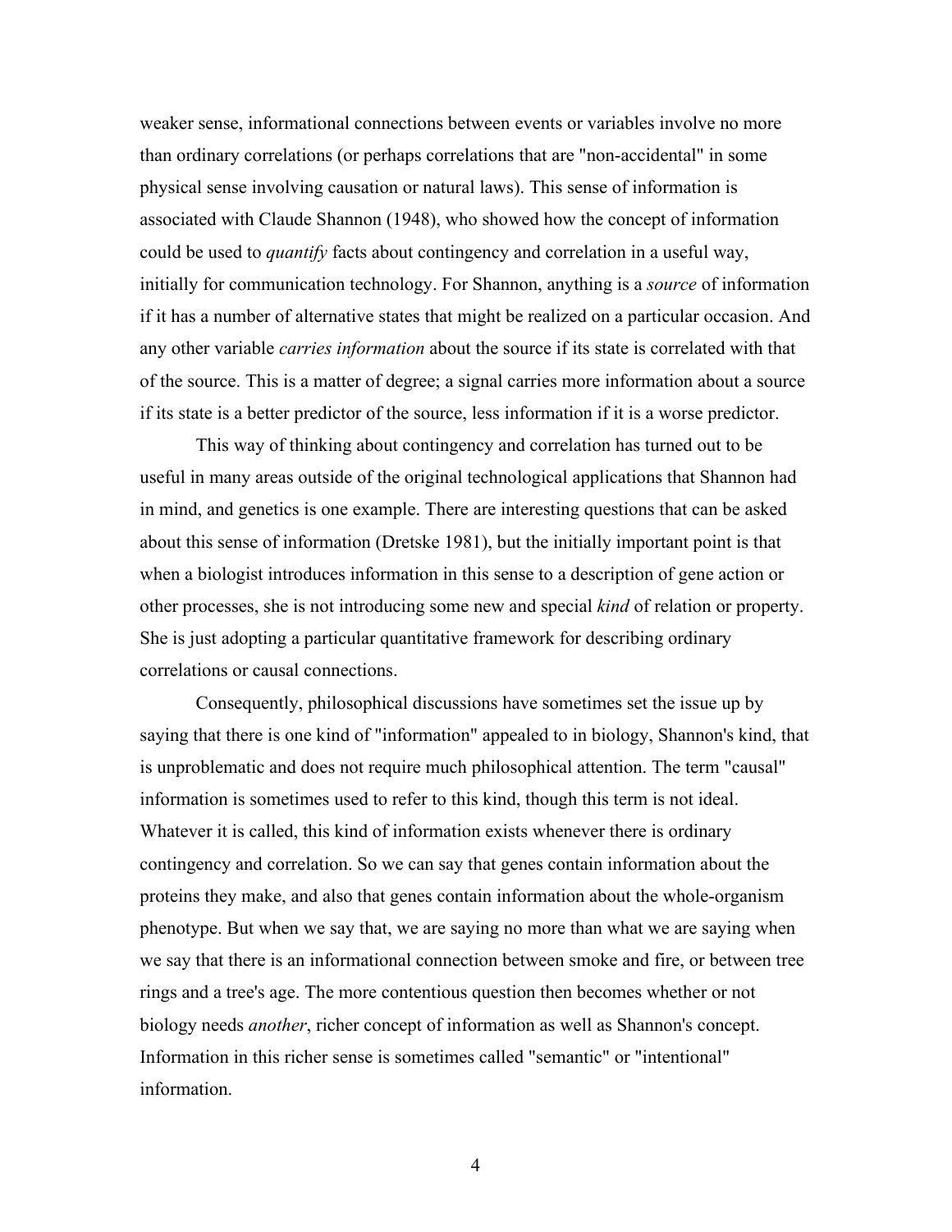weaker sense, informational connections between events or variables involve no more than ordinary correlations (or perhaps correlations that are "non-accidental" in some physical sense involving causation or natural laws). This sense of information is associated with Claude Shannon (1948), who showed how the concept of information could be used to *quantify* facts about contingency and correlation in a useful way, initially for communication technology. For Shannon, anything is a *source* of information if it has a number of alternative states that might be realized on a particular occasion. And any other variable *carries information* about the source if its state is correlated with that of the source. This is a matter of degree; a signal carries more information about a source if its state is a better predictor of the source, less information if it is a worse predictor.

This way of thinking about contingency and correlation has turned out to be useful in many areas outside of the original technological applications that Shannon had in mind, and genetics is one example. There are interesting questions that can be asked about this sense of information (Dretske 1981), but the initially important point is that when a biologist introduces information in this sense to a description of gene action or other processes, she is not introducing some new and special *kind* of relation or property. She is just adopting a particular quantitative framework for describing ordinary correlations or causal connections.

Consequently, philosophical discussions have sometimes set the issue up by saying that there is one kind of "information" appealed to in biology, Shannon's kind, that is unproblematic and does not require much philosophical attention. The term "causal" information is sometimes used to refer to this kind, though this term is not ideal. Whatever it is called, this kind of information exists whenever there is ordinary contingency and correlation. So we can say that genes contain information about the proteins they make, and also that genes contain information about the whole-organism phenotype. But when we say that, we are saying no more than what we are saying when we say that there is an informational connection between smoke and fire, or between tree rings and a tree's age. The more contentious question then becomes whether or not biology needs *another*, richer concept of information as well as Shannon's concept. Information in this richer sense is sometimes called "semantic" or "intentional" information.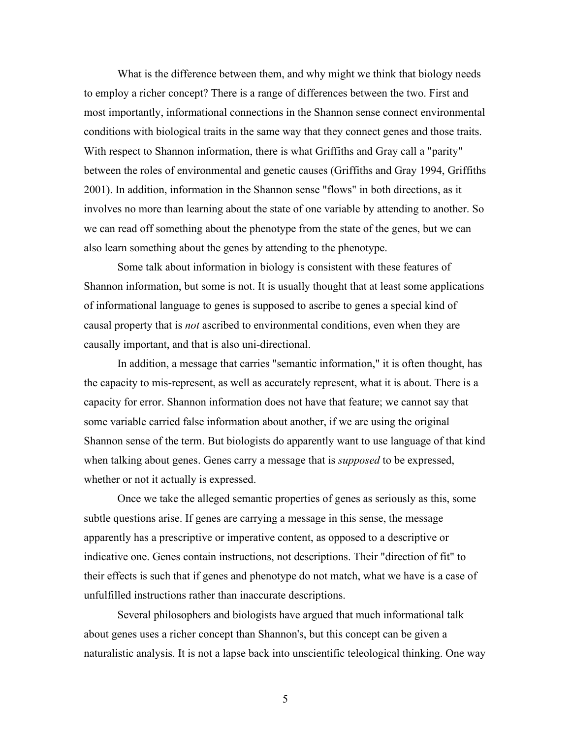What is the difference between them, and why might we think that biology needs to employ a richer concept? There is a range of differences between the two. First and most importantly, informational connections in the Shannon sense connect environmental conditions with biological traits in the same way that they connect genes and those traits. With respect to Shannon information, there is what Griffiths and Gray call a "parity" between the roles of environmental and genetic causes (Griffiths and Gray 1994, Griffiths 2001). In addition, information in the Shannon sense "flows" in both directions, as it involves no more than learning about the state of one variable by attending to another. So we can read off something about the phenotype from the state of the genes, but we can also learn something about the genes by attending to the phenotype.

Some talk about information in biology is consistent with these features of Shannon information, but some is not. It is usually thought that at least some applications of informational language to genes is supposed to ascribe to genes a special kind of causal property that is *not* ascribed to environmental conditions, even when they are causally important, and that is also uni-directional.

In addition, a message that carries "semantic information," it is often thought, has the capacity to mis-represent, as well as accurately represent, what it is about. There is a capacity for error. Shannon information does not have that feature; we cannot say that some variable carried false information about another, if we are using the original Shannon sense of the term. But biologists do apparently want to use language of that kind when talking about genes. Genes carry a message that is *supposed* to be expressed, whether or not it actually is expressed.

Once we take the alleged semantic properties of genes as seriously as this, some subtle questions arise. If genes are carrying a message in this sense, the message apparently has a prescriptive or imperative content, as opposed to a descriptive or indicative one. Genes contain instructions, not descriptions. Their "direction of fit" to their effects is such that if genes and phenotype do not match, what we have is a case of unfulfilled instructions rather than inaccurate descriptions.

Several philosophers and biologists have argued that much informational talk about genes uses a richer concept than Shannon's, but this concept can be given a naturalistic analysis. It is not a lapse back into unscientific teleological thinking. One way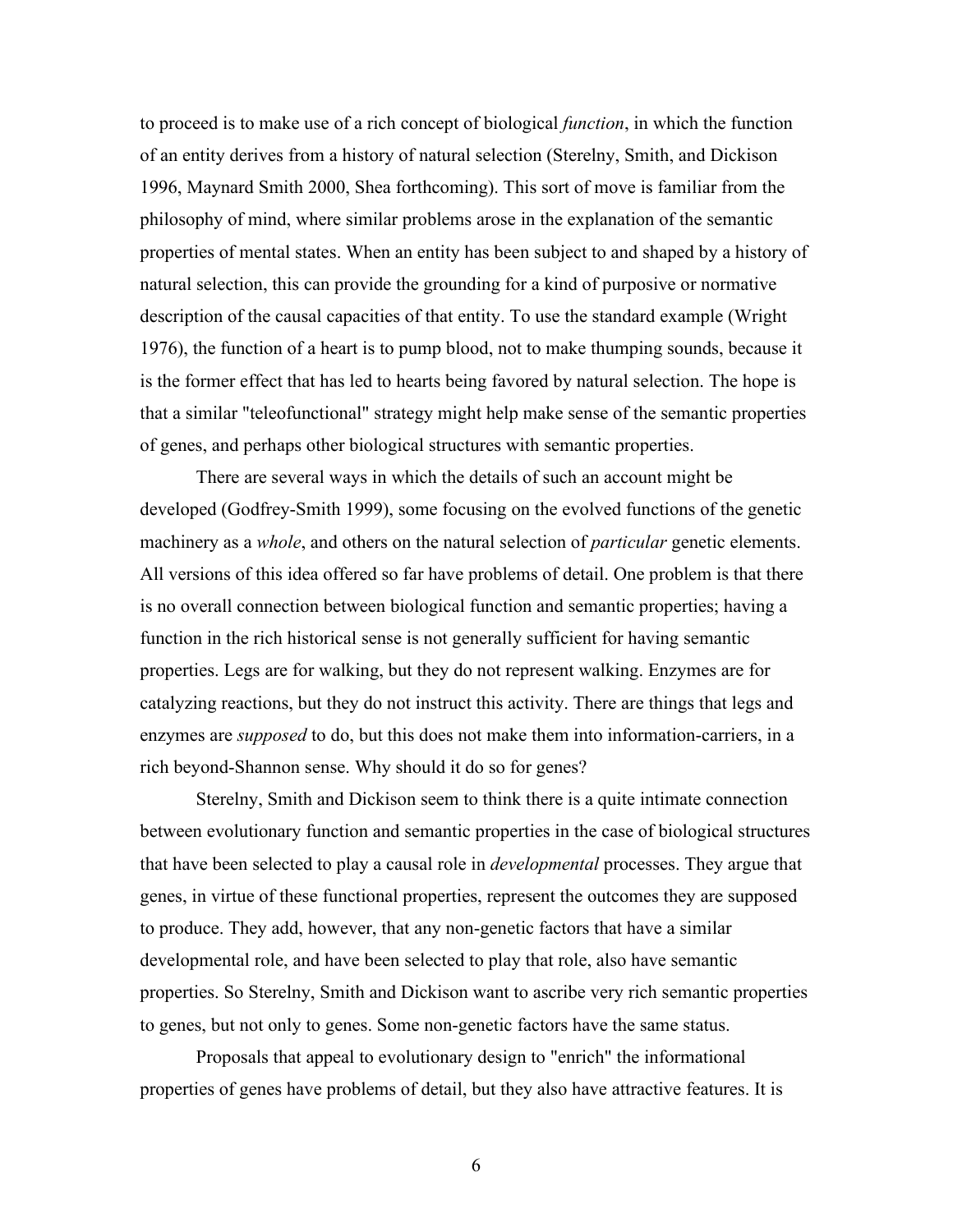to proceed is to make use of a rich concept of biological *function*, in which the function of an entity derives from a history of natural selection (Sterelny, Smith, and Dickison 1996, Maynard Smith 2000, Shea forthcoming). This sort of move is familiar from the philosophy of mind, where similar problems arose in the explanation of the semantic properties of mental states. When an entity has been subject to and shaped by a history of natural selection, this can provide the grounding for a kind of purposive or normative description of the causal capacities of that entity. To use the standard example (Wright 1976), the function of a heart is to pump blood, not to make thumping sounds, because it is the former effect that has led to hearts being favored by natural selection. The hope is that a similar "teleofunctional" strategy might help make sense of the semantic properties of genes, and perhaps other biological structures with semantic properties.

There are several ways in which the details of such an account might be developed (Godfrey-Smith 1999), some focusing on the evolved functions of the genetic machinery as a *whole*, and others on the natural selection of *particular* genetic elements. All versions of this idea offered so far have problems of detail. One problem is that there is no overall connection between biological function and semantic properties; having a function in the rich historical sense is not generally sufficient for having semantic properties. Legs are for walking, but they do not represent walking. Enzymes are for catalyzing reactions, but they do not instruct this activity. There are things that legs and enzymes are *supposed* to do, but this does not make them into information-carriers, in a rich beyond-Shannon sense. Why should it do so for genes?

Sterelny, Smith and Dickison seem to think there is a quite intimate connection between evolutionary function and semantic properties in the case of biological structures that have been selected to play a causal role in *developmental* processes. They argue that genes, in virtue of these functional properties, represent the outcomes they are supposed to produce. They add, however, that any non-genetic factors that have a similar developmental role, and have been selected to play that role, also have semantic properties. So Sterelny, Smith and Dickison want to ascribe very rich semantic properties to genes, but not only to genes. Some non-genetic factors have the same status.

Proposals that appeal to evolutionary design to "enrich" the informational properties of genes have problems of detail, but they also have attractive features. It is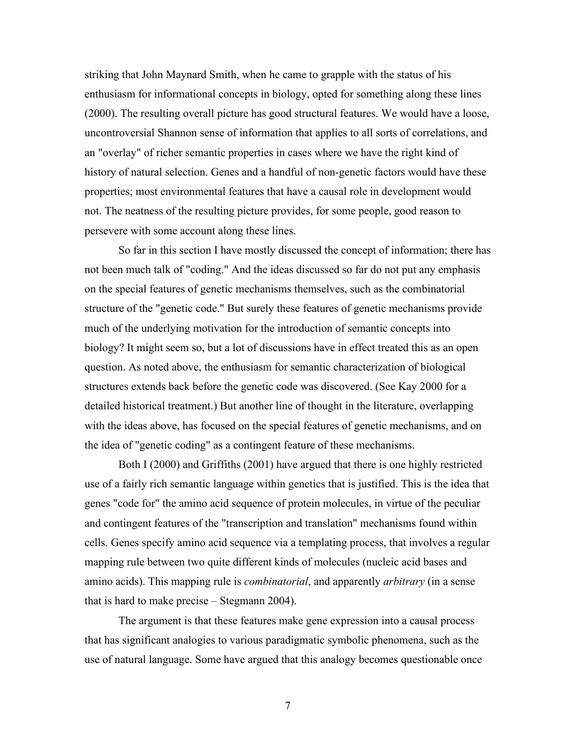striking that John Maynard Smith, when he came to grapple with the status of his enthusiasm for informational concepts in biology, opted for something along these lines (2000). The resulting overall picture has good structural features. We would have a loose, uncontroversial Shannon sense of information that applies to all sorts of correlations, and an "overlay" of richer semantic properties in cases where we have the right kind of history of natural selection. Genes and a handful of non-genetic factors would have these properties; most environmental features that have a causal role in development would not. The neatness of the resulting picture provides, for some people, good reason to persevere with some account along these lines.

So far in this section I have mostly discussed the concept of information; there has not been much talk of "coding." And the ideas discussed so far do not put any emphasis on the special features of genetic mechanisms themselves, such as the combinatorial structure of the "genetic code." But surely these features of genetic mechanisms provide much of the underlying motivation for the introduction of semantic concepts into biology? It might seem so, but a lot of discussions have in effect treated this as an open question. As noted above, the enthusiasm for semantic characterization of biological structures extends back before the genetic code was discovered. (See Kay 2000 for a detailed historical treatment.) But another line of thought in the literature, overlapping with the ideas above, has focused on the special features of genetic mechanisms, and on the idea of "genetic coding" as a contingent feature of these mechanisms.

Both I (2000) and Griffiths (2001) have argued that there is one highly restricted use of a fairly rich semantic language within genetics that is justified. This is the idea that genes "code for" the amino acid sequence of protein molecules, in virtue of the peculiar and contingent features of the "transcription and translation" mechanisms found within cells. Genes specify amino acid sequence via a templating process, that involves a regular mapping rule between two quite different kinds of molecules (nucleic acid bases and amino acids). This mapping rule is *combinatorial*, and apparently *arbitrary* (in a sense that is hard to make precise – Stegmann 2004).

The argument is that these features make gene expression into a causal process that has significant analogies to various paradigmatic symbolic phenomena, such as the use of natural language. Some have argued that this analogy becomes questionable once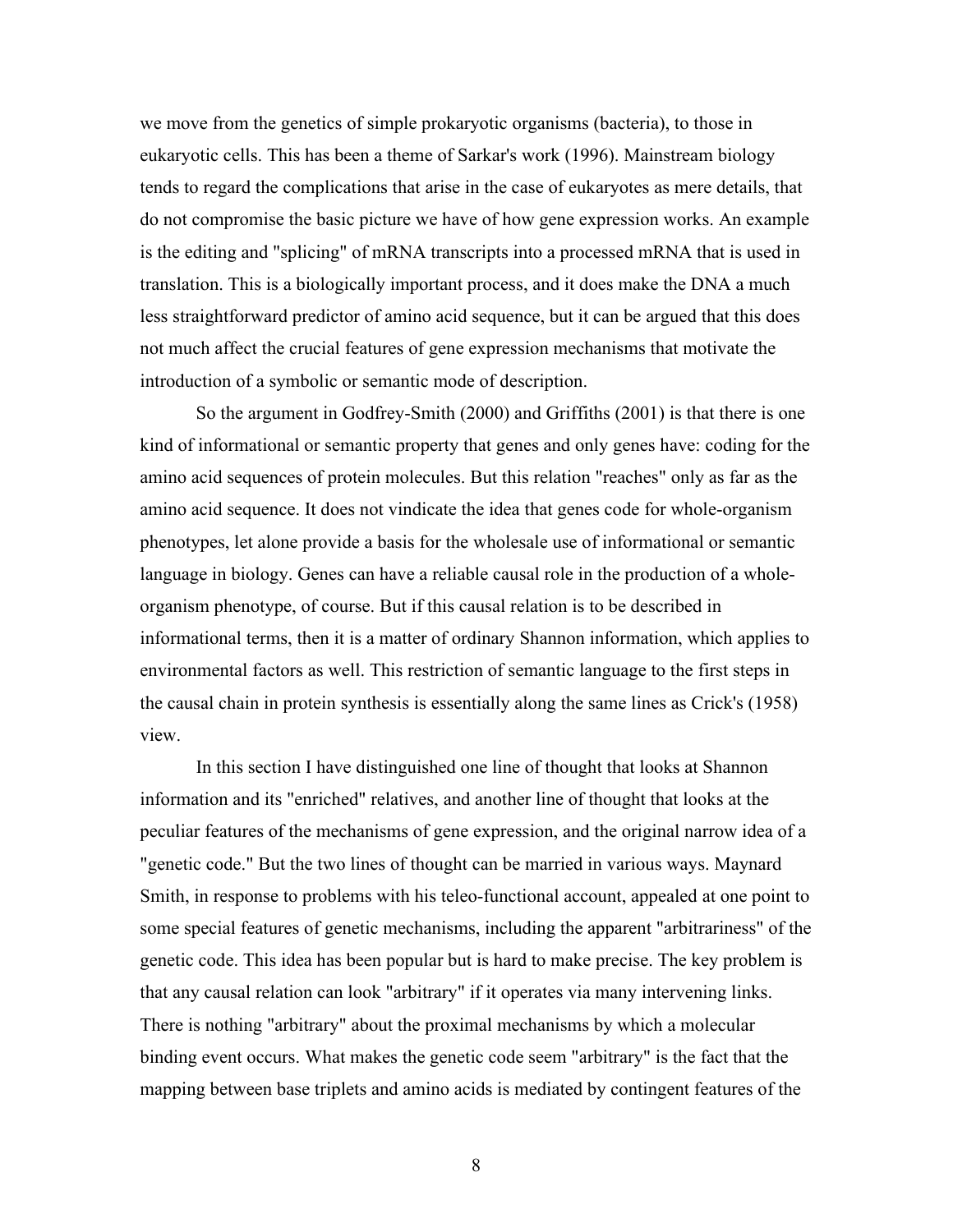we move from the genetics of simple prokaryotic organisms (bacteria), to those in eukaryotic cells. This has been a theme of Sarkar's work (1996). Mainstream biology tends to regard the complications that arise in the case of eukaryotes as mere details, that do not compromise the basic picture we have of how gene expression works. An example is the editing and "splicing" of mRNA transcripts into a processed mRNA that is used in translation. This is a biologically important process, and it does make the DNA a much less straightforward predictor of amino acid sequence, but it can be argued that this does not much affect the crucial features of gene expression mechanisms that motivate the introduction of a symbolic or semantic mode of description.

So the argument in Godfrey-Smith (2000) and Griffiths (2001) is that there is one kind of informational or semantic property that genes and only genes have: coding for the amino acid sequences of protein molecules. But this relation "reaches" only as far as the amino acid sequence. It does not vindicate the idea that genes code for whole-organism phenotypes, let alone provide a basis for the wholesale use of informational or semantic language in biology. Genes can have a reliable causal role in the production of a whole-organism phenotype, of course. But if this causal relation is to be described in informational terms, then it is a matter of ordinary Shannon information, which applies to environmental factors as well. This restriction of semantic language to the first steps in the causal chain in protein synthesis is essentially along the same lines as Crick's (1958) view.

In this section I have distinguished one line of thought that looks at Shannon information and its "enriched" relatives, and another line of thought that looks at the peculiar features of the mechanisms of gene expression, and the original narrow idea of a "genetic code." But the two lines of thought can be married in various ways. Maynard Smith, in response to problems with his teleo-functional account, appealed at one point to some special features of genetic mechanisms, including the apparent "arbitrariness" of the genetic code. This idea has been popular but is hard to make precise. The key problem is that any causal relation can look "arbitrary" if it operates via many intervening links. There is nothing "arbitrary" about the proximal mechanisms by which a molecular binding event occurs. What makes the genetic code seem "arbitrary" is the fact that the mapping between base triplets and amino acids is mediated by contingent features of the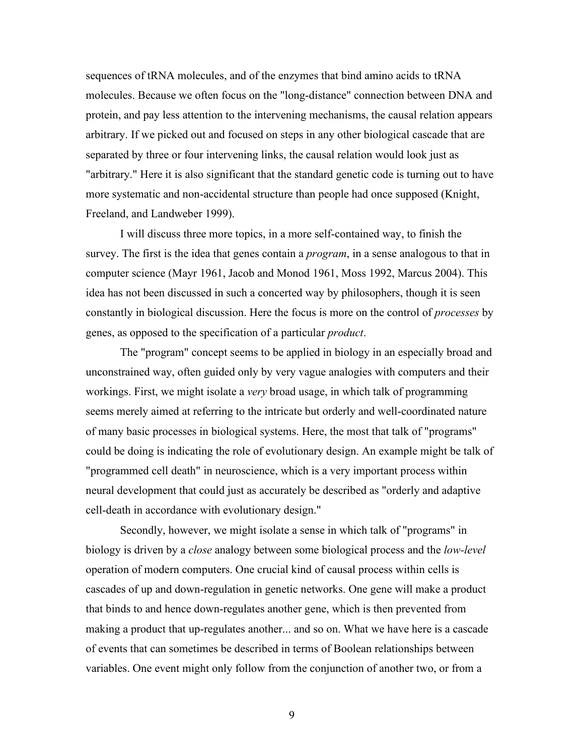sequences of tRNA molecules, and of the enzymes that bind amino acids to tRNA molecules. Because we often focus on the "long-distance" connection between DNA and protein, and pay less attention to the intervening mechanisms, the causal relation appears arbitrary. If we picked out and focused on steps in any other biological cascade that are separated by three or four intervening links, the causal relation would look just as "arbitrary." Here it is also significant that the standard genetic code is turning out to have more systematic and non-accidental structure than people had once supposed (Knight, Freeland, and Landweber 1999).

I will discuss three more topics, in a more self-contained way, to finish the survey. The first is the idea that genes contain a *program*, in a sense analogous to that in computer science (Mayr 1961, Jacob and Monod 1961, Moss 1992, Marcus 2004). This idea has not been discussed in such a concerted way by philosophers, though it is seen constantly in biological discussion. Here the focus is more on the control of *processes* by genes, as opposed to the specification of a particular *product*.

The "program" concept seems to be applied in biology in an especially broad and unconstrained way, often guided only by very vague analogies with computers and their workings. First, we might isolate a *very* broad usage, in which talk of programming seems merely aimed at referring to the intricate but orderly and well-coordinated nature of many basic processes in biological systems. Here, the most that talk of "programs" could be doing is indicating the role of evolutionary design. An example might be talk of "programmed cell death" in neuroscience, which is a very important process within neural development that could just as accurately be described as "orderly and adaptive cell-death in accordance with evolutionary design."

Secondly, however, we might isolate a sense in which talk of "programs" in biology is driven by a *close* analogy between some biological process and the *low-level* operation of modern computers. One crucial kind of causal process within cells is cascades of up and down-regulation in genetic networks. One gene will make a product that binds to and hence down-regulates another gene, which is then prevented from making a product that up-regulates another... and so on. What we have here is a cascade of events that can sometimes be described in terms of Boolean relationships between variables. One event might only follow from the conjunction of another two, or from a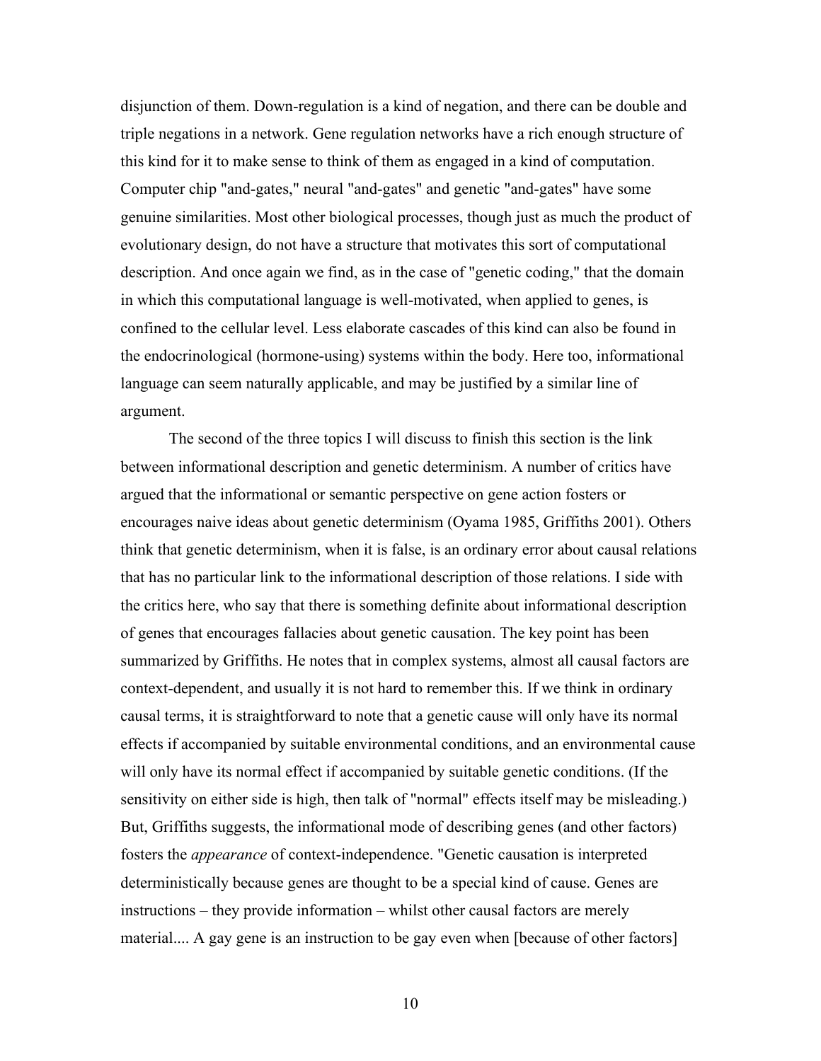disjunction of them. Down-regulation is a kind of negation, and there can be double and triple negations in a network. Gene regulation networks have a rich enough structure of this kind for it to make sense to think of them as engaged in a kind of computation. Computer chip "and-gates," neural "and-gates" and genetic "and-gates" have some genuine similarities. Most other biological processes, though just as much the product of evolutionary design, do not have a structure that motivates this sort of computational description. And once again we find, as in the case of "genetic coding," that the domain in which this computational language is well-motivated, when applied to genes, is confined to the cellular level. Less elaborate cascades of this kind can also be found in the endocrinological (hormone-using) systems within the body. Here too, informational language can seem naturally applicable, and may be justified by a similar line of argument.

The second of the three topics I will discuss to finish this section is the link between informational description and genetic determinism. A number of critics have argued that the informational or semantic perspective on gene action fosters or encourages naive ideas about genetic determinism (Oyama 1985, Griffiths 2001). Others think that genetic determinism, when it is false, is an ordinary error about causal relations that has no particular link to the informational description of those relations. I side with the critics here, who say that there is something definite about informational description of genes that encourages fallacies about genetic causation. The key point has been summarized by Griffiths. He notes that in complex systems, almost all causal factors are context-dependent, and usually it is not hard to remember this. If we think in ordinary causal terms, it is straightforward to note that a genetic cause will only have its normal effects if accompanied by suitable environmental conditions, and an environmental cause will only have its normal effect if accompanied by suitable genetic conditions. (If the sensitivity on either side is high, then talk of "normal" effects itself may be misleading.) But, Griffiths suggests, the informational mode of describing genes (and other factors) fosters the *appearance* of context-independence. "Genetic causation is interpreted deterministically because genes are thought to be a special kind of cause. Genes are instructions – they provide information – whilst other causal factors are merely material.... A gay gene is an instruction to be gay even when [because of other factors]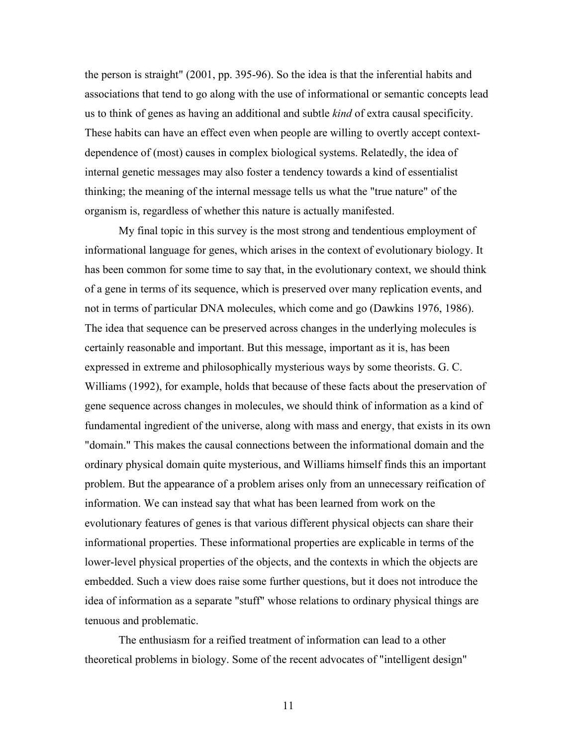the person is straight" (2001, pp. 395-96). So the idea is that the inferential habits and associations that tend to go along with the use of informational or semantic concepts lead us to think of genes as having an additional and subtle *kind* of extra causal specificity. These habits can have an effect even when people are willing to overtly accept context-dependence of (most) causes in complex biological systems. Relatedly, the idea of internal genetic messages may also foster a tendency towards a kind of essentialist thinking; the meaning of the internal message tells us what the "true nature" of the organism is, regardless of whether this nature is actually manifested.

My final topic in this survey is the most strong and tendentious employment of informational language for genes, which arises in the context of evolutionary biology. It has been common for some time to say that, in the evolutionary context, we should think of a gene in terms of its sequence, which is preserved over many replication events, and not in terms of particular DNA molecules, which come and go (Dawkins 1976, 1986). The idea that sequence can be preserved across changes in the underlying molecules is certainly reasonable and important. But this message, important as it is, has been expressed in extreme and philosophically mysterious ways by some theorists. G. C. Williams (1992), for example, holds that because of these facts about the preservation of gene sequence across changes in molecules, we should think of information as a kind of fundamental ingredient of the universe, along with mass and energy, that exists in its own "domain." This makes the causal connections between the informational domain and the ordinary physical domain quite mysterious, and Williams himself finds this an important problem. But the appearance of a problem arises only from an unnecessary reification of information. We can instead say that what has been learned from work on the evolutionary features of genes is that various different physical objects can share their informational properties. These informational properties are explicable in terms of the lower-level physical properties of the objects, and the contexts in which the objects are embedded. Such a view does raise some further questions, but it does not introduce the idea of information as a separate "stuff" whose relations to ordinary physical things are tenuous and problematic.

The enthusiasm for a reified treatment of information can lead to a other theoretical problems in biology. Some of the recent advocates of "intelligent design"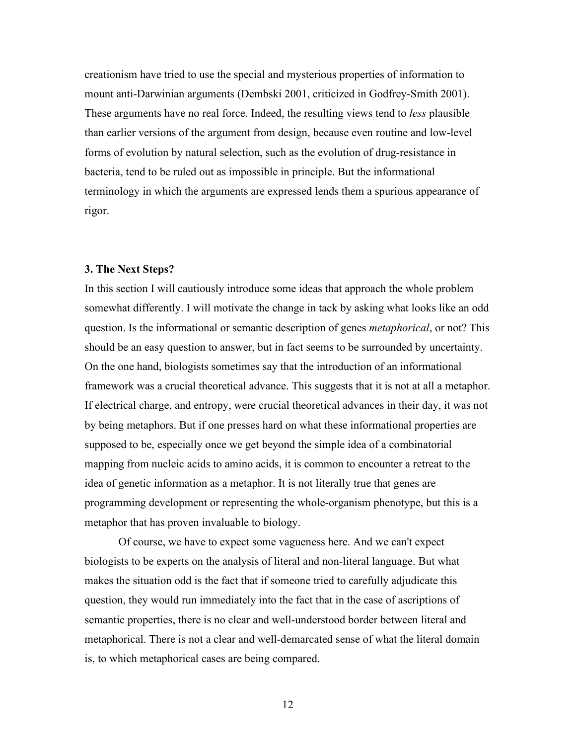creationism have tried to use the special and mysterious properties of information to mount anti-Darwinian arguments (Dembski 2001, criticized in Godfrey-Smith 2001). These arguments have no real force. Indeed, the resulting views tend to *less* plausible than earlier versions of the argument from design, because even routine and low-level forms of evolution by natural selection, such as the evolution of drug-resistance in bacteria, tend to be ruled out as impossible in principle. But the informational terminology in which the arguments are expressed lends them a spurious appearance of rigor.

### 3. The Next Steps?

In this section I will cautiously introduce some ideas that approach the whole problem somewhat differently. I will motivate the change in tack by asking what looks like an odd question. Is the informational or semantic description of genes *metaphorical*, or not? This should be an easy question to answer, but in fact seems to be surrounded by uncertainty. On the one hand, biologists sometimes say that the introduction of an informational framework was a crucial theoretical advance. This suggests that it is not at all a metaphor. If electrical charge, and entropy, were crucial theoretical advances in their day, it was not by being metaphors. But if one presses hard on what these informational properties are supposed to be, especially once we get beyond the simple idea of a combinatorial mapping from nucleic acids to amino acids, it is common to encounter a retreat to the idea of genetic information as a metaphor. It is not literally true that genes are programming development or representing the whole-organism phenotype, but this is a metaphor that has proven invaluable to biology.

Of course, we have to expect some vagueness here. And we can't expect biologists to be experts on the analysis of literal and non-literal language. But what makes the situation odd is the fact that if someone tried to carefully adjudicate this question, they would run immediately into the fact that in the case of ascriptions of semantic properties, there is no clear and well-understood border between literal and metaphorical. There is not a clear and well-demarcated sense of what the literal domain is, to which metaphorical cases are being compared.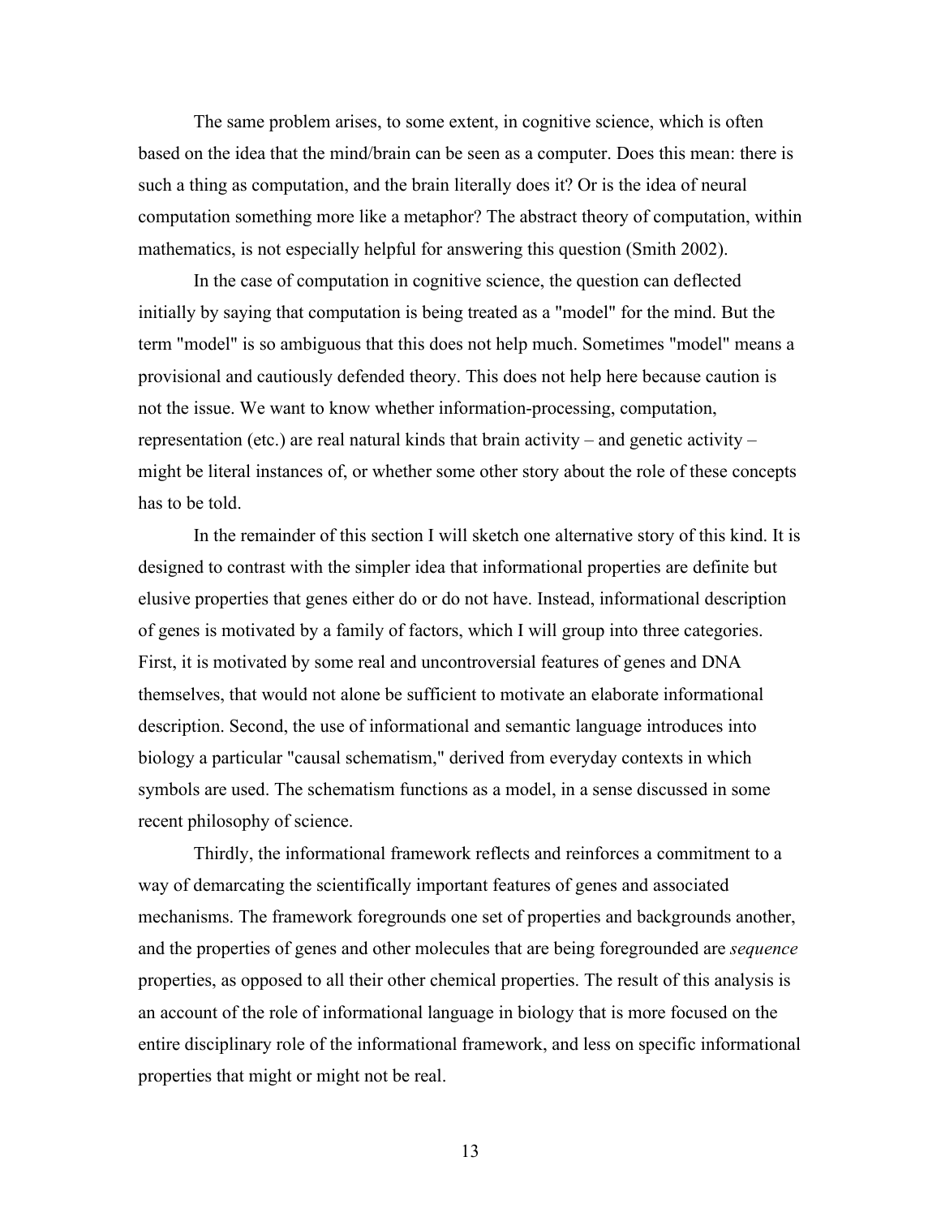The same problem arises, to some extent, in cognitive science, which is often based on the idea that the mind/brain can be seen as a computer. Does this mean: there is such a thing as computation, and the brain literally does it? Or is the idea of neural computation something more like a metaphor? The abstract theory of computation, within mathematics, is not especially helpful for answering this question (Smith 2002).

In the case of computation in cognitive science, the question can deflected initially by saying that computation is being treated as a "model" for the mind. But the term "model" is so ambiguous that this does not help much. Sometimes "model" means a provisional and cautiously defended theory. This does not help here because caution is not the issue. We want to know whether information-processing, computation, representation (etc.) are real natural kinds that brain activity – and genetic activity – might be literal instances of, or whether some other story about the role of these concepts has to be told.

In the remainder of this section I will sketch one alternative story of this kind. It is designed to contrast with the simpler idea that informational properties are definite but elusive properties that genes either do or do not have. Instead, informational description of genes is motivated by a family of factors, which I will group into three categories. First, it is motivated by some real and uncontroversial features of genes and DNA themselves, that would not alone be sufficient to motivate an elaborate informational description. Second, the use of informational and semantic language introduces into biology a particular "causal schematism," derived from everyday contexts in which symbols are used. The schematism functions as a model, in a sense discussed in some recent philosophy of science.

Thirdly, the informational framework reflects and reinforces a commitment to a way of demarcating the scientifically important features of genes and associated mechanisms. The framework foregrounds one set of properties and backgrounds another, and the properties of genes and other molecules that are being foregrounded are *sequence* properties, as opposed to all their other chemical properties. The result of this analysis is an account of the role of informational language in biology that is more focused on the entire disciplinary role of the informational framework, and less on specific informational properties that might or might not be real.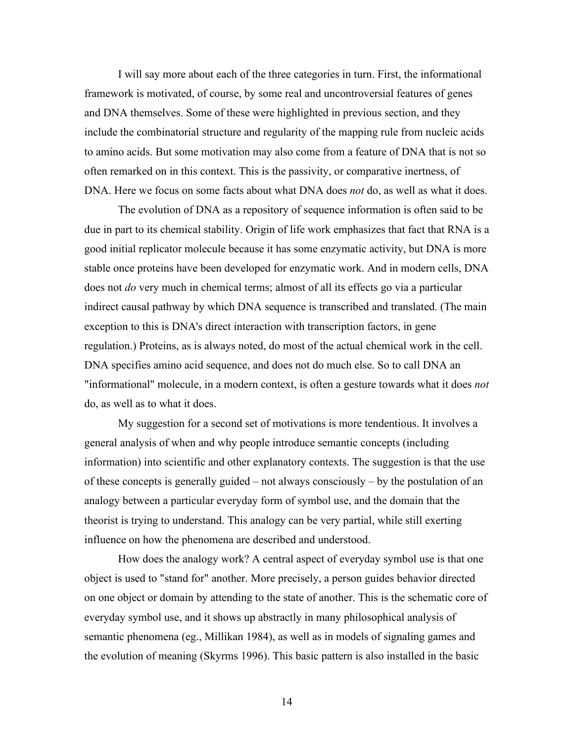I will say more about each of the three categories in turn. First, the informational framework is motivated, of course, by some real and uncontroversial features of genes and DNA themselves. Some of these were highlighted in previous section, and they include the combinatorial structure and regularity of the mapping rule from nucleic acids to amino acids. But some motivation may also come from a feature of DNA that is not so often remarked on in this context. This is the passivity, or comparative inertness, of DNA. Here we focus on some facts about what DNA does *not* do, as well as what it does.

The evolution of DNA as a repository of sequence information is often said to be due in part to its chemical stability. Origin of life work emphasizes that fact that RNA is a good initial replicator molecule because it has some enzymatic activity, but DNA is more stable once proteins have been developed for enzymatic work. And in modern cells, DNA does not *do* very much in chemical terms; almost of all its effects go via a particular indirect causal pathway by which DNA sequence is transcribed and translated. (The main exception to this is DNA's direct interaction with transcription factors, in gene regulation.) Proteins, as is always noted, do most of the actual chemical work in the cell. DNA specifies amino acid sequence, and does not do much else. So to call DNA an "informational" molecule, in a modern context, is often a gesture towards what it does *not* do, as well as to what it does.

My suggestion for a second set of motivations is more tendentious. It involves a general analysis of when and why people introduce semantic concepts (including information) into scientific and other explanatory contexts. The suggestion is that the use of these concepts is generally guided – not always consciously – by the postulation of an analogy between a particular everyday form of symbol use, and the domain that the theorist is trying to understand. This analogy can be very partial, while still exerting influence on how the phenomena are described and understood.

How does the analogy work? A central aspect of everyday symbol use is that one object is used to "stand for" another. More precisely, a person guides behavior directed on one object or domain by attending to the state of another. This is the schematic core of everyday symbol use, and it shows up abstractly in many philosophical analysis of semantic phenomena (eg., Millikan 1984), as well as in models of signaling games and the evolution of meaning (Skyrms 1996). This basic pattern is also installed in the basic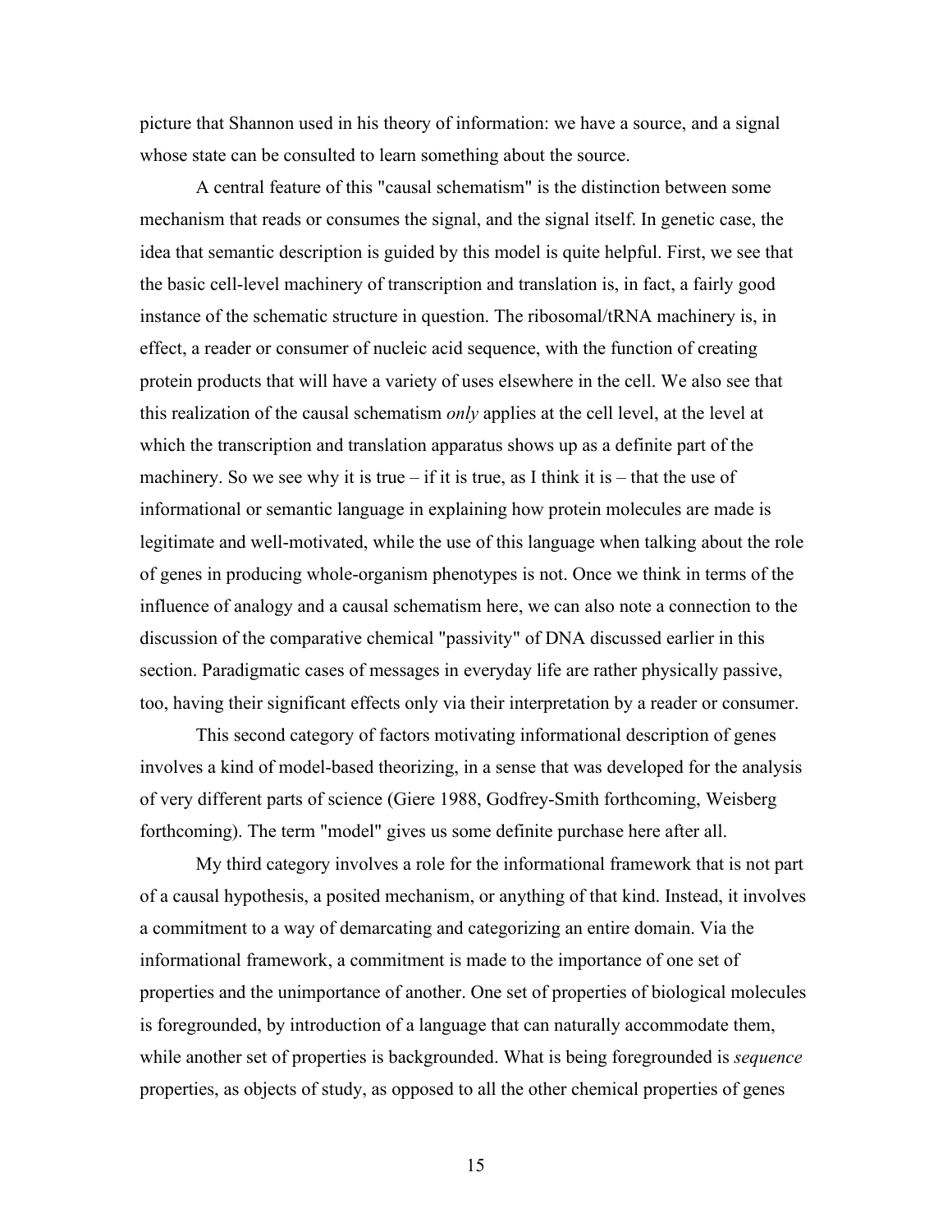picture that Shannon used in his theory of information: we have a source, and a signal whose state can be consulted to learn something about the source.

A central feature of this "causal schematism" is the distinction between some mechanism that reads or consumes the signal, and the signal itself. In genetic case, the idea that semantic description is guided by this model is quite helpful. First, we see that the basic cell-level machinery of transcription and translation is, in fact, a fairly good instance of the schematic structure in question. The ribosomal/tRNA machinery is, in effect, a reader or consumer of nucleic acid sequence, with the function of creating protein products that will have a variety of uses elsewhere in the cell. We also see that this realization of the causal schematism *only* applies at the cell level, at the level at which the transcription and translation apparatus shows up as a definite part of the machinery. So we see why it is true – if it is true, as I think it is – that the use of informational or semantic language in explaining how protein molecules are made is legitimate and well-motivated, while the use of this language when talking about the role of genes in producing whole-organism phenotypes is not. Once we think in terms of the influence of analogy and a causal schematism here, we can also note a connection to the discussion of the comparative chemical "passivity" of DNA discussed earlier in this section. Paradigmatic cases of messages in everyday life are rather physically passive, too, having their significant effects only via their interpretation by a reader or consumer.

This second category of factors motivating informational description of genes involves a kind of model-based theorizing, in a sense that was developed for the analysis of very different parts of science (Giere 1988, Godfrey-Smith forthcoming, Weisberg forthcoming). The term "model" gives us some definite purchase here after all.

My third category involves a role for the informational framework that is not part of a causal hypothesis, a posited mechanism, or anything of that kind. Instead, it involves a commitment to a way of demarcating and categorizing an entire domain. Via the informational framework, a commitment is made to the importance of one set of properties and the unimportance of another. One set of properties of biological molecules is foregrounded, by introduction of a language that can naturally accommodate them, while another set of properties is backgrounded. What is being foregrounded is *sequence* properties, as objects of study, as opposed to all the other chemical properties of genes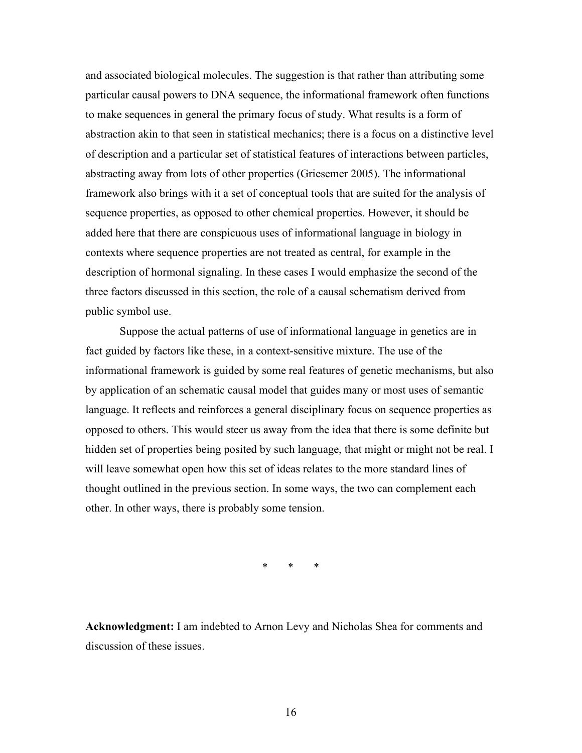and associated biological molecules. The suggestion is that rather than attributing some particular causal powers to DNA sequence, the informational framework often functions to make sequences in general the primary focus of study. What results is a form of abstraction akin to that seen in statistical mechanics; there is a focus on a distinctive level of description and a particular set of statistical features of interactions between particles, abstracting away from lots of other properties (Griesemer 2005). The informational framework also brings with it a set of conceptual tools that are suited for the analysis of sequence properties, as opposed to other chemical properties. However, it should be added here that there are conspicuous uses of informational language in biology in contexts where sequence properties are not treated as central, for example in the description of hormonal signaling. In these cases I would emphasize the second of the three factors discussed in this section, the role of a causal schematism derived from public symbol use.

Suppose the actual patterns of use of informational language in genetics are in fact guided by factors like these, in a context-sensitive mixture. The use of the informational framework is guided by some real features of genetic mechanisms, but also by application of an schematic causal model that guides many or most uses of semantic language. It reflects and reinforces a general disciplinary focus on sequence properties as opposed to others. This would steer us away from the idea that there is some definite but hidden set of properties being posited by such language, that might or might not be real. I will leave somewhat open how this set of ideas relates to the more standard lines of thought outlined in the previous section. In some ways, the two can complement each other. In other ways, there is probably some tension.

\*        \*        \*

**Acknowledgment:** I am indebted to Arnon Levy and Nicholas Shea for comments and discussion of these issues.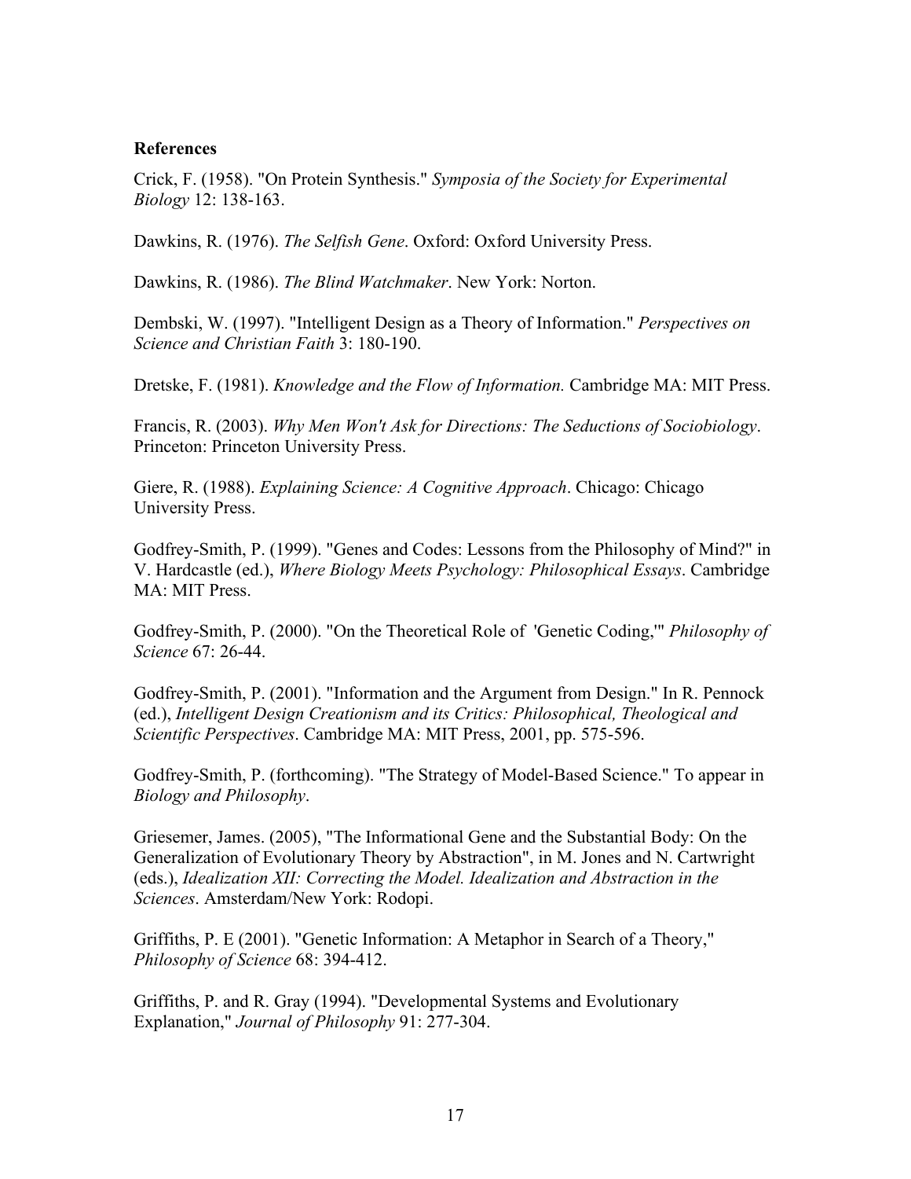**References**

Crick, F. (1958). "On Protein Synthesis." *Symposia of the Society for Experimental Biology* 12: 138-163.

Dawkins, R. (1976). *The Selfish Gene*. Oxford: Oxford University Press.

Dawkins, R. (1986). *The Blind Watchmaker*. New York: Norton.

Dembski, W. (1997). "Intelligent Design as a Theory of Information." *Perspectives on Science and Christian Faith* 3: 180-190.

Dretske, F. (1981). *Knowledge and the Flow of Information.* Cambridge MA: MIT Press.

Francis, R. (2003). *Why Men Won't Ask for Directions: The Seductions of Sociobiology*. Princeton: Princeton University Press.

Giere, R. (1988). *Explaining Science: A Cognitive Approach*. Chicago: Chicago University Press.

Godfrey-Smith, P. (1999). "Genes and Codes: Lessons from the Philosophy of Mind?" in V. Hardcastle (ed.), *Where Biology Meets Psychology: Philosophical Essays*. Cambridge MA: MIT Press.

Godfrey-Smith, P. (2000). "On the Theoretical Role of 'Genetic Coding,'" *Philosophy of Science* 67: 26-44.

Godfrey-Smith, P. (2001). "Information and the Argument from Design." In R. Pennock (ed.), *Intelligent Design Creationism and its Critics: Philosophical, Theological and Scientific Perspectives*. Cambridge MA: MIT Press, 2001, pp. 575-596.

Godfrey-Smith, P. (forthcoming). "The Strategy of Model-Based Science." To appear in *Biology and Philosophy*.

Griesemer, James. (2005), "The Informational Gene and the Substantial Body: On the Generalization of Evolutionary Theory by Abstraction", in M. Jones and N. Cartwright (eds.), *Idealization XII: Correcting the Model. Idealization and Abstraction in the Sciences*. Amsterdam/New York: Rodopi.

Griffiths, P. E (2001). "Genetic Information: A Metaphor in Search of a Theory," *Philosophy of Science* 68: 394-412.

Griffiths, P. and R. Gray (1994). "Developmental Systems and Evolutionary Explanation," *Journal of Philosophy* 91: 277-304.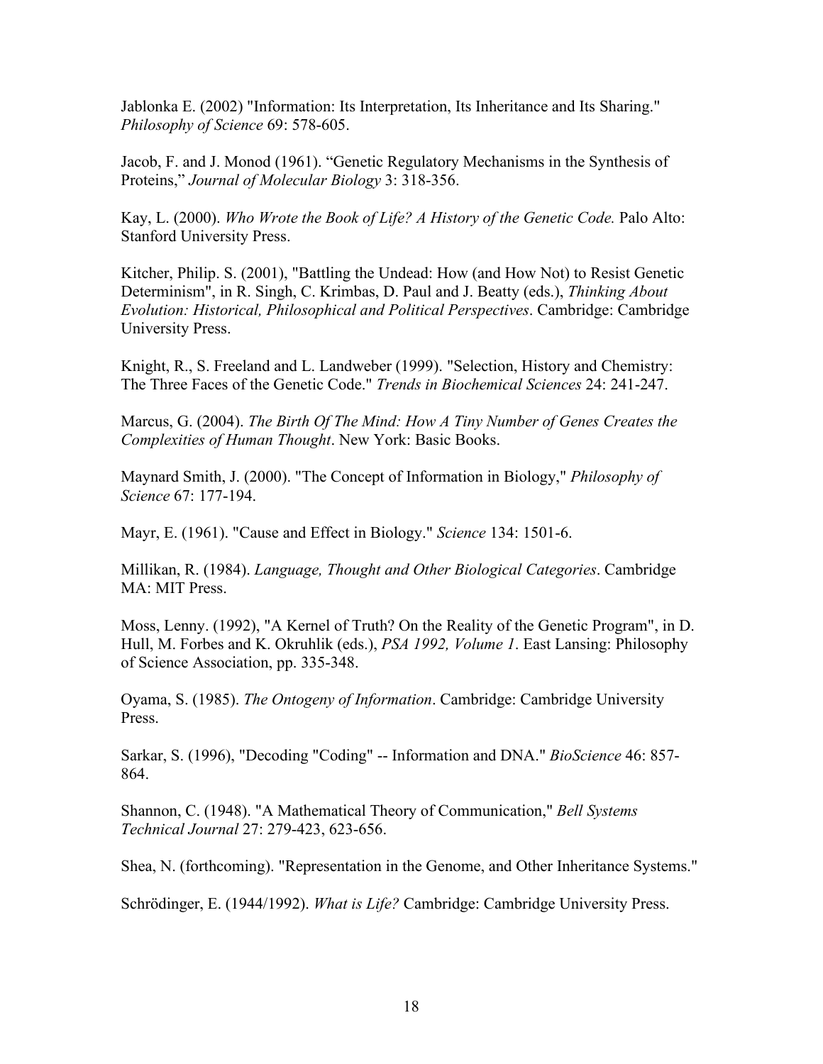Jablonka E. (2002) "Information: Its Interpretation, Its Inheritance and Its Sharing." *Philosophy of Science* 69: 578-605.

Jacob, F. and J. Monod (1961). “Genetic Regulatory Mechanisms in the Synthesis of Proteins,” *Journal of Molecular Biology* 3: 318-356.

Kay, L. (2000). *Who Wrote the Book of Life? A History of the Genetic Code.* Palo Alto: Stanford University Press.

Kitcher, Philip. S. (2001), "Battling the Undead: How (and How Not) to Resist Genetic Determinism", in R. Singh, C. Krimbas, D. Paul and J. Beatty (eds.), *Thinking About Evolution: Historical, Philosophical and Political Perspectives*. Cambridge: Cambridge University Press.

Knight, R., S. Freeland and L. Landweber (1999). "Selection, History and Chemistry: The Three Faces of the Genetic Code." *Trends in Biochemical Sciences* 24: 241-247.

Marcus, G. (2004). *The Birth Of The Mind: How A Tiny Number of Genes Creates the Complexities of Human Thought*. New York: Basic Books.

Maynard Smith, J. (2000). "The Concept of Information in Biology," *Philosophy of Science* 67: 177-194.

Mayr, E. (1961). "Cause and Effect in Biology." *Science* 134: 1501-6.

Millikan, R. (1984). *Language, Thought and Other Biological Categories*. Cambridge MA: MIT Press.

Moss, Lenny. (1992), "A Kernel of Truth? On the Reality of the Genetic Program", in D. Hull, M. Forbes and K. Okruhlik (eds.), *PSA 1992, Volume 1*. East Lansing: Philosophy of Science Association, pp. 335-348.

Oyama, S. (1985). *The Ontogeny of Information*. Cambridge: Cambridge University Press.

Sarkar, S. (1996), "Decoding "Coding" -- Information and DNA." *BioScience* 46: 857-864.

Shannon, C. (1948). "A Mathematical Theory of Communication," *Bell Systems Technical Journal* 27: 279-423, 623-656.

Shea, N. (forthcoming). "Representation in the Genome, and Other Inheritance Systems."

Schrödinger, E. (1944/1992). *What is Life?* Cambridge: Cambridge University Press.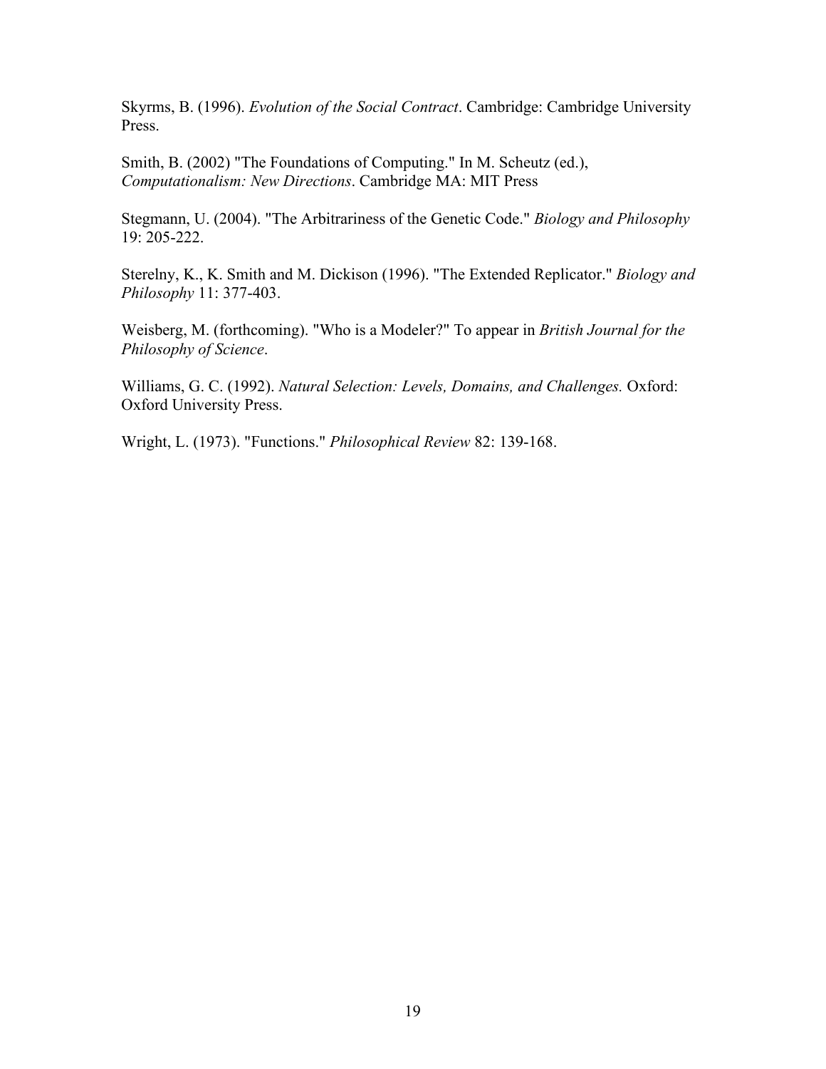Skyrms, B. (1996). *Evolution of the Social Contract*. Cambridge: Cambridge University Press.

Smith, B. (2002) "The Foundations of Computing." In M. Scheutz (ed.), *Computationalism: New Directions*. Cambridge MA: MIT Press

Stegmann, U. (2004). "The Arbitrariness of the Genetic Code." *Biology and Philosophy* 19: 205-222.

Sterelny, K., K. Smith and M. Dickison (1996). "The Extended Replicator." *Biology and Philosophy* 11: 377-403.

Weisberg, M. (forthcoming). "Who is a Modeler?" To appear in *British Journal for the Philosophy of Science*.

Williams, G. C. (1992). *Natural Selection: Levels, Domains, and Challenges.* Oxford: Oxford University Press.

Wright, L. (1973). "Functions." *Philosophical Review* 82: 139-168.